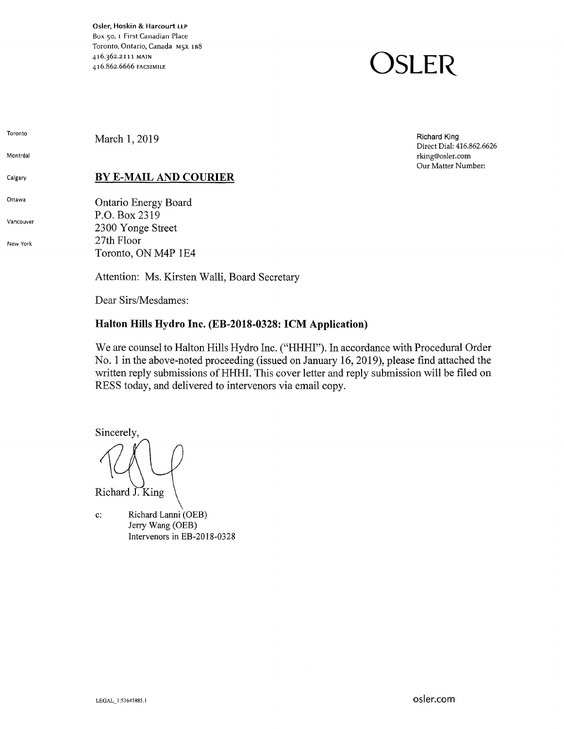Osler, Hoskin & Harcourt LLP
Box 50, 1 First Canadian Place
Toronto, Ontario, Canada M5X 1B8
416.362.2111 MAIN
416.862.6666 FACSIMILE

# OSLER

Toronto

Montréal

Calgary

Ottawa

Vancouver

New York

March 1, 2019

Richard King
Direct Dial: 416.862.6626
rking@osler.com
Our Matter Number:

**BY E-MAIL AND COURIER**

Ontario Energy Board
P.O. Box 2319
2300 Yonge Street
27th Floor
Toronto, ON M4P 1E4

Attention: Ms. Kirsten Walli, Board Secretary

Dear Sirs/Mesdames:

**Halton Hills Hydro Inc. (EB-2018-0328: ICM Application)**

We are counsel to Halton Hills Hydro Inc. ("HHHI"). In accordance with Procedural Order No. 1 in the above-noted proceeding (issued on January 16, 2019), please find attached the written reply submissions of HHHI. This cover letter and reply submission will be filed on RESS today, and delivered to intervenors via email copy.

Sincerely,

Richard J. King

c: Richard Lanni (OEB)
Jerry Wang (OEB)
Intervenors in EB-2018-0328

LEGAL_1:53645885.1

osler.com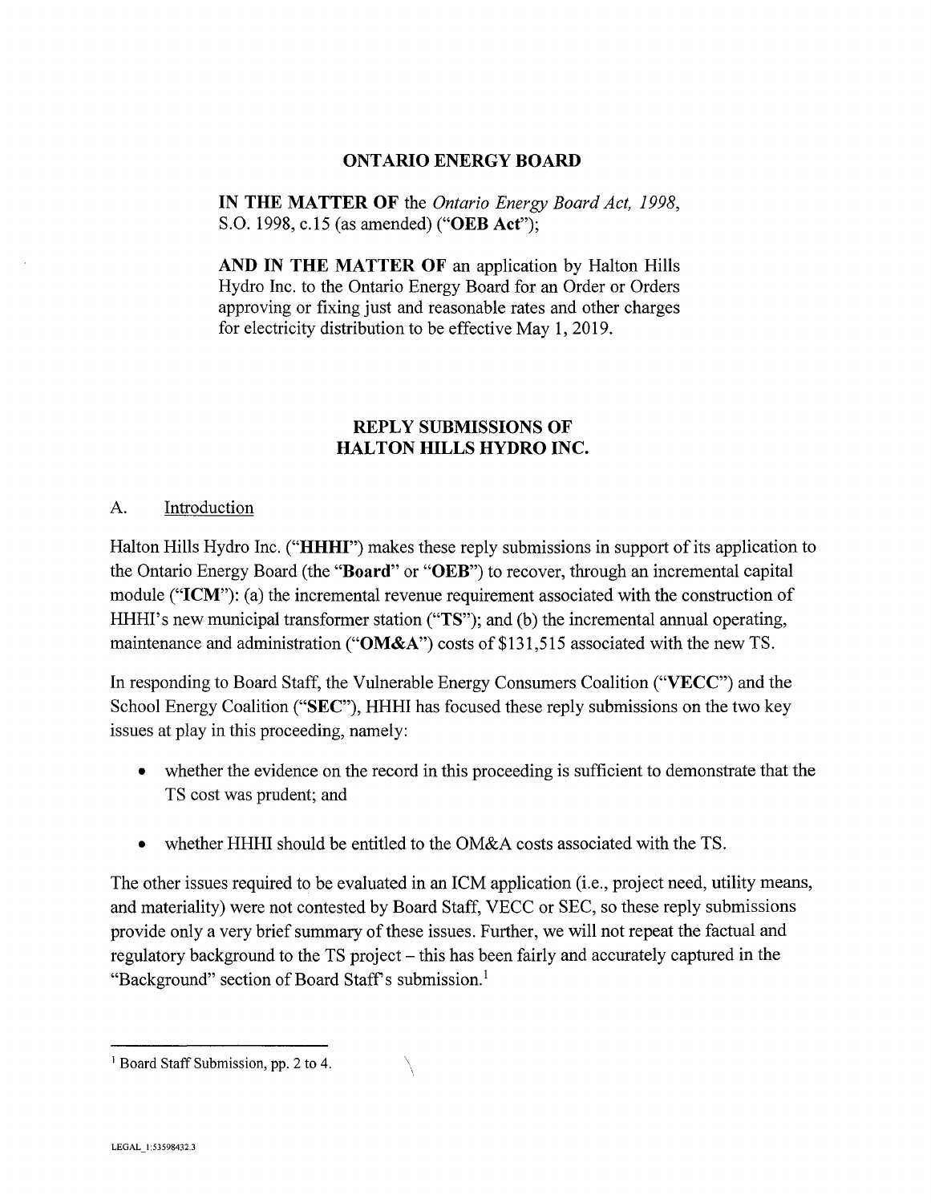**ONTARIO ENERGY BOARD**

**IN THE MATTER OF** the *Ontario Energy Board Act, 1998*, S.O. 1998, c.15 (as amended) ("**OEB Act**");

**AND IN THE MATTER OF** an application by Halton Hills Hydro Inc. to the Ontario Energy Board for an Order or Orders approving or fixing just and reasonable rates and other charges for electricity distribution to be effective May 1, 2019.

**REPLY SUBMISSIONS OF HALTON HILLS HYDRO INC.**

## A. Introduction

Halton Hills Hydro Inc. ("**HHHI**") makes these reply submissions in support of its application to the Ontario Energy Board (the "**Board**" or "**OEB**") to recover, through an incremental capital module ("**ICM**"): (a) the incremental revenue requirement associated with the construction of HHHI's new municipal transformer station ("**TS**"); and (b) the incremental annual operating, maintenance and administration ("**OM&A**") costs of $131,515 associated with the new TS.

In responding to Board Staff, the Vulnerable Energy Consumers Coalition ("**VECC**") and the School Energy Coalition ("**SEC**"), HHHI has focused these reply submissions on the two key issues at play in this proceeding, namely:

- whether the evidence on the record in this proceeding is sufficient to demonstrate that the TS cost was prudent; and
- whether HHHI should be entitled to the OM&A costs associated with the TS.

The other issues required to be evaluated in an ICM application (i.e., project need, utility means, and materiality) were not contested by Board Staff, VECC or SEC, so these reply submissions provide only a very brief summary of these issues. Further, we will not repeat the factual and regulatory background to the TS project – this has been fairly and accurately captured in the "Background" section of Board Staff's submission.[1]

[1] Board Staff Submission, pp. 2 to 4.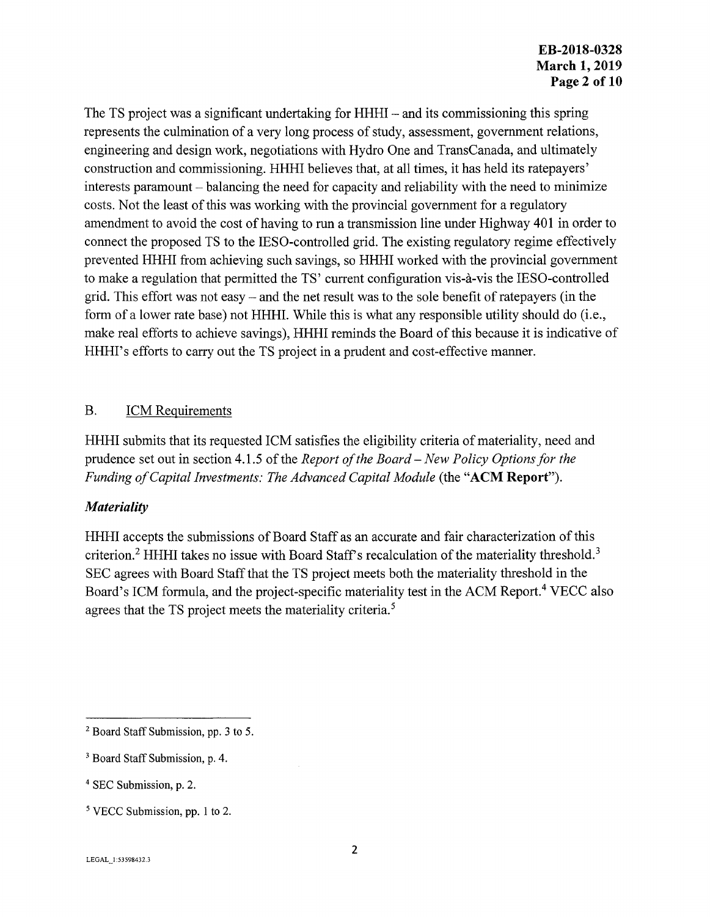The TS project was a significant undertaking for HHHI – and its commissioning this spring represents the culmination of a very long process of study, assessment, government relations, engineering and design work, negotiations with Hydro One and TransCanada, and ultimately construction and commissioning. HHHI believes that, at all times, it has held its ratepayers' interests paramount – balancing the need for capacity and reliability with the need to minimize costs. Not the least of this was working with the provincial government for a regulatory amendment to avoid the cost of having to run a transmission line under Highway 401 in order to connect the proposed TS to the IESO-controlled grid. The existing regulatory regime effectively prevented HHHI from achieving such savings, so HHHI worked with the provincial government to make a regulation that permitted the TS' current configuration vis-à-vis the IESO-controlled grid. This effort was not easy – and the net result was to the sole benefit of ratepayers (in the form of a lower rate base) not HHHI. While this is what any responsible utility should do (i.e., make real efforts to achieve savings), HHHI reminds the Board of this because it is indicative of HHHI's efforts to carry out the TS project in a prudent and cost-effective manner.

## B. ICM Requirements

HHHI submits that its requested ICM satisfies the eligibility criteria of materiality, need and prudence set out in section 4.1.5 of the *Report of the Board – New Policy Options for the Funding of Capital Investments: The Advanced Capital Module* (the "**ACM Report**").

### *Materiality*

HHHI accepts the submissions of Board Staff as an accurate and fair characterization of this criterion.[2] HHHI takes no issue with Board Staff's recalculation of the materiality threshold.[3] SEC agrees with Board Staff that the TS project meets both the materiality threshold in the Board's ICM formula, and the project-specific materiality test in the ACM Report.[4] VECC also agrees that the TS project meets the materiality criteria.[5]

---

[2] Board Staff Submission, pp. 3 to 5.

[3] Board Staff Submission, p. 4.

[4] SEC Submission, p. 2.

[5] VECC Submission, pp. 1 to 2.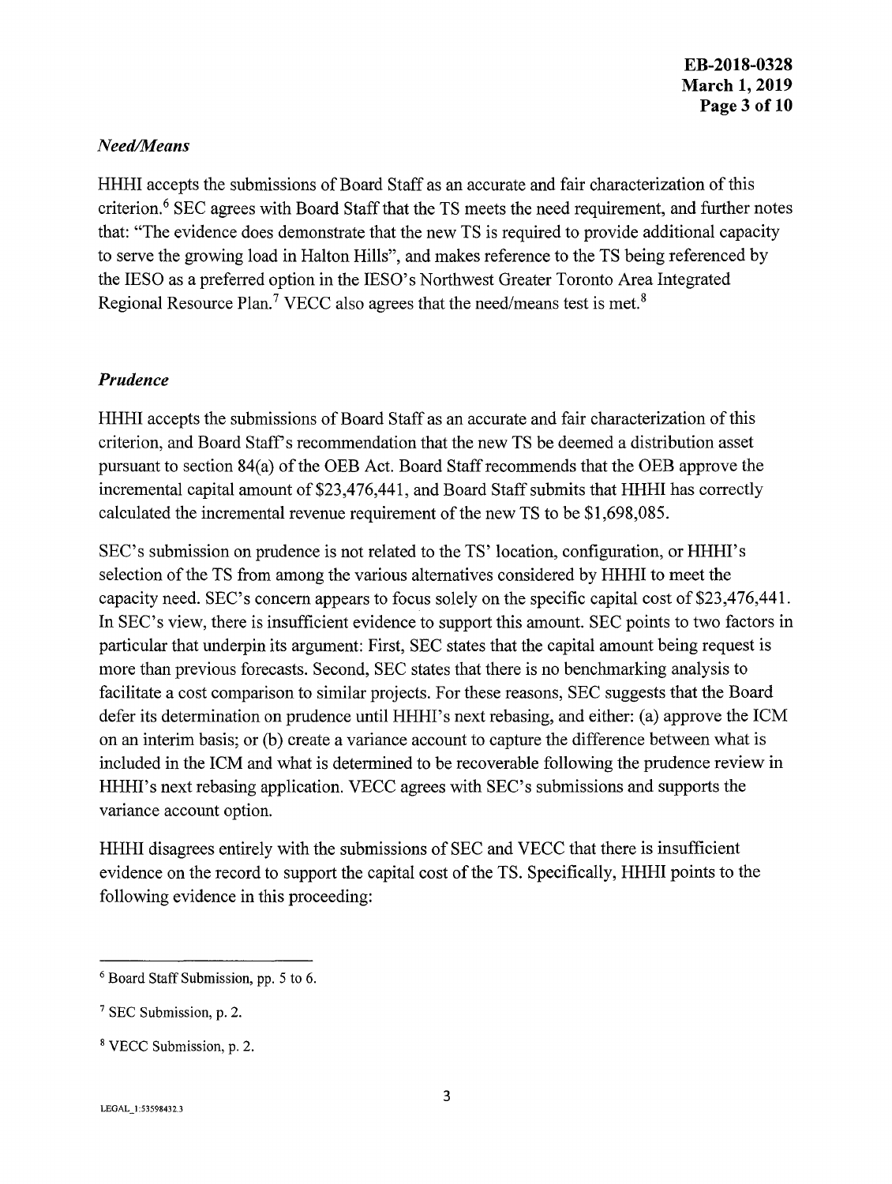### *Need/Means*

HHHI accepts the submissions of Board Staff as an accurate and fair characterization of this criterion.[6] SEC agrees with Board Staff that the TS meets the need requirement, and further notes that: "The evidence does demonstrate that the new TS is required to provide additional capacity to serve the growing load in Halton Hills", and makes reference to the TS being referenced by the IESO as a preferred option in the IESO's Northwest Greater Toronto Area Integrated Regional Resource Plan.[7] VECC also agrees that the need/means test is met.[8]

### *Prudence*

HHHI accepts the submissions of Board Staff as an accurate and fair characterization of this criterion, and Board Staff's recommendation that the new TS be deemed a distribution asset pursuant to section 84(a) of the OEB Act. Board Staff recommends that the OEB approve the incremental capital amount of $23,476,441, and Board Staff submits that HHHI has correctly calculated the incremental revenue requirement of the new TS to be $1,698,085.

SEC's submission on prudence is not related to the TS' location, configuration, or HHHI's selection of the TS from among the various alternatives considered by HHHI to meet the capacity need. SEC's concern appears to focus solely on the specific capital cost of $23,476,441. In SEC's view, there is insufficient evidence to support this amount. SEC points to two factors in particular that underpin its argument: First, SEC states that the capital amount being request is more than previous forecasts. Second, SEC states that there is no benchmarking analysis to facilitate a cost comparison to similar projects. For these reasons, SEC suggests that the Board defer its determination on prudence until HHHI's next rebasing, and either: (a) approve the ICM on an interim basis; or (b) create a variance account to capture the difference between what is included in the ICM and what is determined to be recoverable following the prudence review in HHHI's next rebasing application. VECC agrees with SEC's submissions and supports the variance account option.

HHHI disagrees entirely with the submissions of SEC and VECC that there is insufficient evidence on the record to support the capital cost of the TS. Specifically, HHHI points to the following evidence in this proceeding:

---

[6] Board Staff Submission, pp. 5 to 6.

[7] SEC Submission, p. 2.

[8] VECC Submission, p. 2.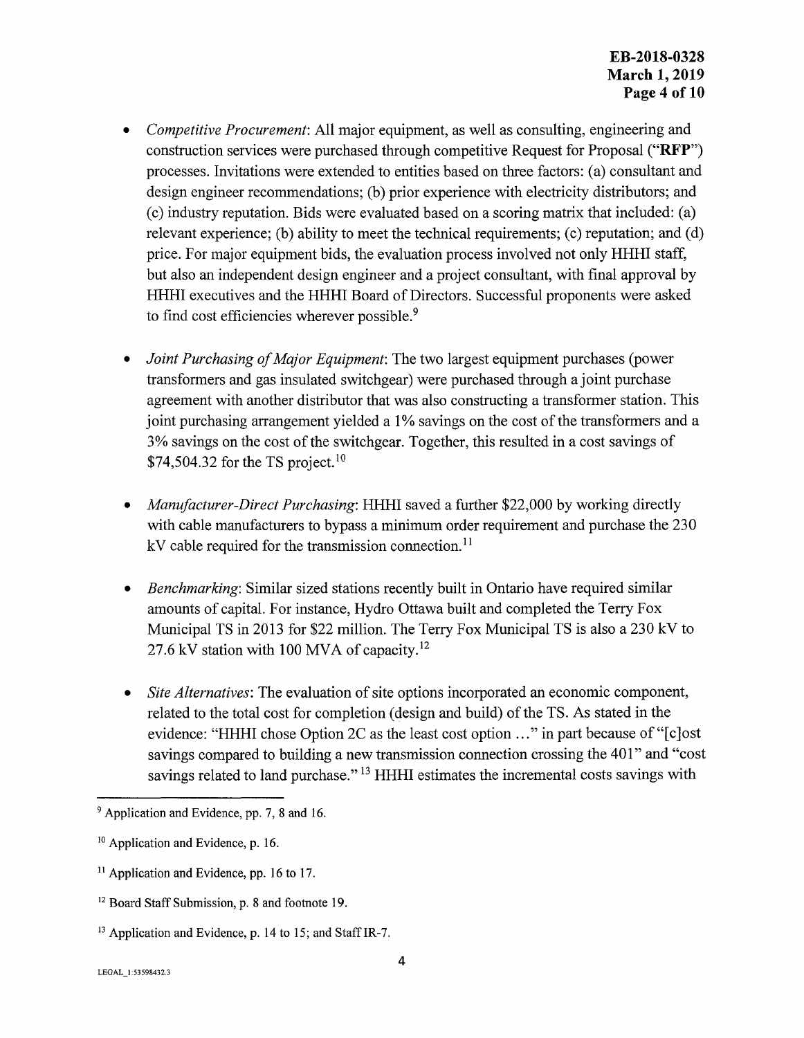- *Competitive Procurement*: All major equipment, as well as consulting, engineering and construction services were purchased through competitive Request for Proposal ("**RFP**") processes. Invitations were extended to entities based on three factors: (a) consultant and design engineer recommendations; (b) prior experience with electricity distributors; and (c) industry reputation. Bids were evaluated based on a scoring matrix that included: (a) relevant experience; (b) ability to meet the technical requirements; (c) reputation; and (d) price. For major equipment bids, the evaluation process involved not only HHHI staff, but also an independent design engineer and a project consultant, with final approval by HHHI executives and the HHHI Board of Directors. Successful proponents were asked to find cost efficiencies wherever possible.[9]

- *Joint Purchasing of Major Equipment*: The two largest equipment purchases (power transformers and gas insulated switchgear) were purchased through a joint purchase agreement with another distributor that was also constructing a transformer station. This joint purchasing arrangement yielded a 1% savings on the cost of the transformers and a 3% savings on the cost of the switchgear. Together, this resulted in a cost savings of $74,504.32 for the TS project.[10]

- *Manufacturer-Direct Purchasing*: HHHI saved a further $22,000 by working directly with cable manufacturers to bypass a minimum order requirement and purchase the 230 kV cable required for the transmission connection.[11]

- *Benchmarking*: Similar sized stations recently built in Ontario have required similar amounts of capital. For instance, Hydro Ottawa built and completed the Terry Fox Municipal TS in 2013 for $22 million. The Terry Fox Municipal TS is also a 230 kV to 27.6 kV station with 100 MVA of capacity.[12]

- *Site Alternatives*: The evaluation of site options incorporated an economic component, related to the total cost for completion (design and build) of the TS. As stated in the evidence: "HHHI chose Option 2C as the least cost option …" in part because of "[c]ost savings compared to building a new transmission connection crossing the 401" and "cost savings related to land purchase." [13] HHHI estimates the incremental costs savings with

---

[9] Application and Evidence, pp. 7, 8 and 16.

[10] Application and Evidence, p. 16.

[11] Application and Evidence, pp. 16 to 17.

[12] Board Staff Submission, p. 8 and footnote 19.

[13] Application and Evidence, p. 14 to 15; and Staff IR-7.

LEGAL_1:53598432.3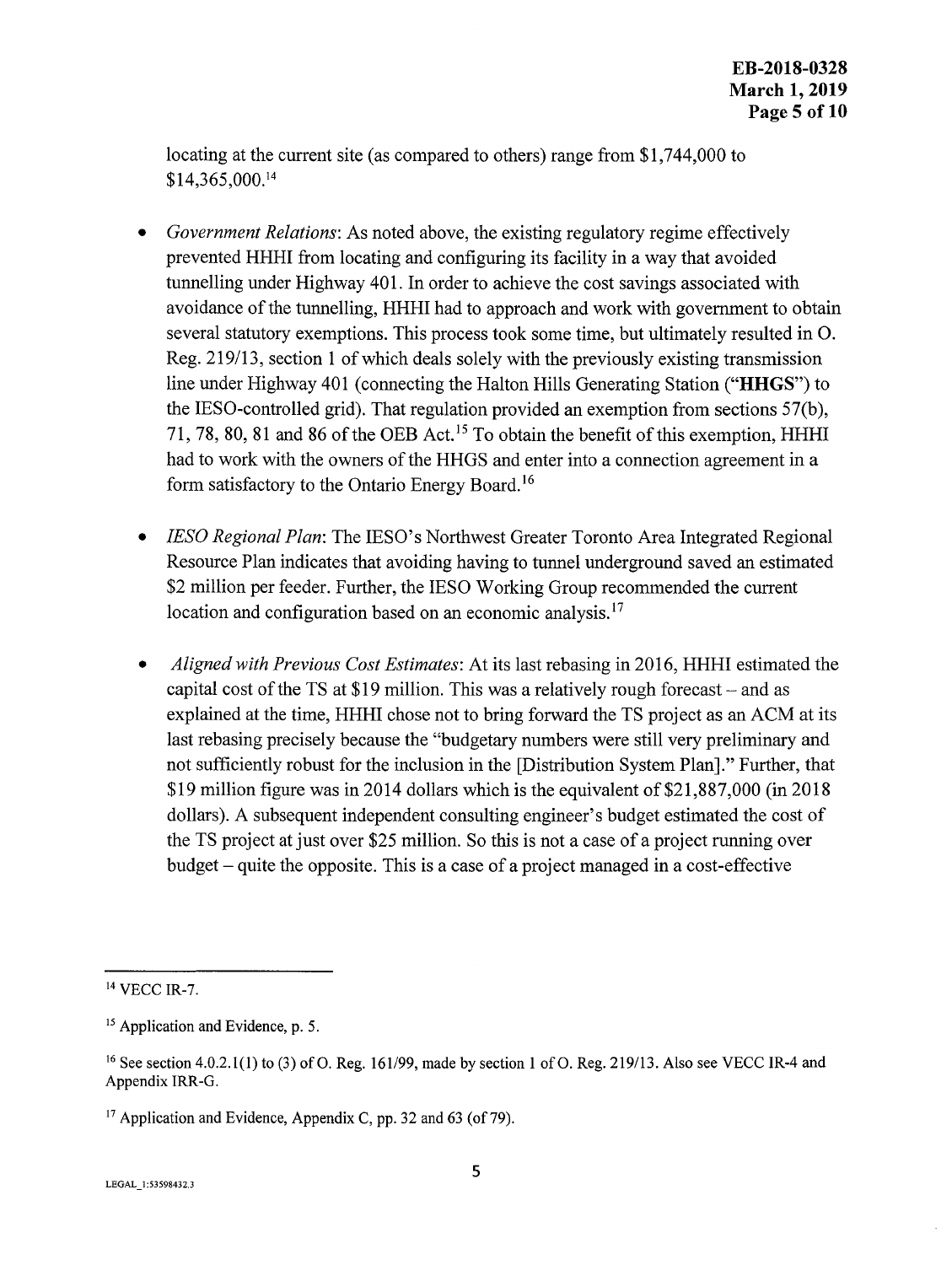locating at the current site (as compared to others) range from $1,744,000 to $14,365,000.[14]

- *Government Relations*: As noted above, the existing regulatory regime effectively prevented HHHI from locating and configuring its facility in a way that avoided tunnelling under Highway 401. In order to achieve the cost savings associated with avoidance of the tunnelling, HHHI had to approach and work with government to obtain several statutory exemptions. This process took some time, but ultimately resulted in O. Reg. 219/13, section 1 of which deals solely with the previously existing transmission line under Highway 401 (connecting the Halton Hills Generating Station ("**HHGS**") to the IESO-controlled grid). That regulation provided an exemption from sections 57(b), 71, 78, 80, 81 and 86 of the OEB Act.[15] To obtain the benefit of this exemption, HHHI had to work with the owners of the HHGS and enter into a connection agreement in a form satisfactory to the Ontario Energy Board.[16]

- *IESO Regional Plan*: The IESO's Northwest Greater Toronto Area Integrated Regional Resource Plan indicates that avoiding having to tunnel underground saved an estimated $2 million per feeder. Further, the IESO Working Group recommended the current location and configuration based on an economic analysis.[17]

- *Aligned with Previous Cost Estimates*: At its last rebasing in 2016, HHHI estimated the capital cost of the TS at $19 million. This was a relatively rough forecast – and as explained at the time, HHHI chose not to bring forward the TS project as an ACM at its last rebasing precisely because the "budgetary numbers were still very preliminary and not sufficiently robust for the inclusion in the [Distribution System Plan]." Further, that $19 million figure was in 2014 dollars which is the equivalent of $21,887,000 (in 2018 dollars). A subsequent independent consulting engineer's budget estimated the cost of the TS project at just over $25 million. So this is not a case of a project running over budget – quite the opposite. This is a case of a project managed in a cost-effective

---

[14] VECC IR-7.

[15] Application and Evidence, p. 5.

[16] See section 4.0.2.1(1) to (3) of O. Reg. 161/99, made by section 1 of O. Reg. 219/13. Also see VECC IR-4 and Appendix IRR-G.

[17] Application and Evidence, Appendix C, pp. 32 and 63 (of 79).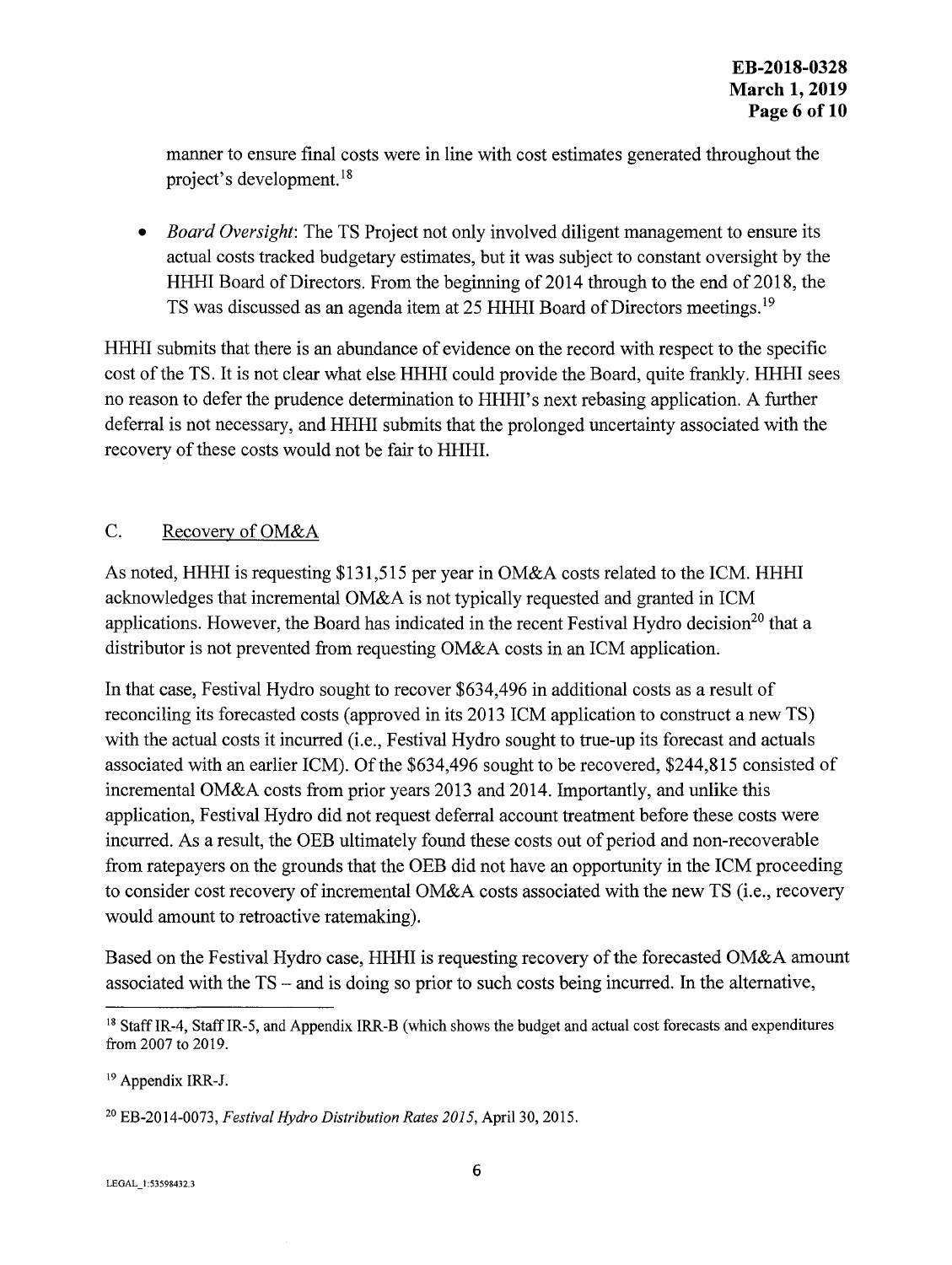manner to ensure final costs were in line with cost estimates generated throughout the project's development.[18]

- *Board Oversight*: The TS Project not only involved diligent management to ensure its actual costs tracked budgetary estimates, but it was subject to constant oversight by the HHHI Board of Directors. From the beginning of 2014 through to the end of 2018, the TS was discussed as an agenda item at 25 HHHI Board of Directors meetings.[19]

HHHI submits that there is an abundance of evidence on the record with respect to the specific cost of the TS. It is not clear what else HHHI could provide the Board, quite frankly. HHHI sees no reason to defer the prudence determination to HHHI's next rebasing application. A further deferral is not necessary, and HHHI submits that the prolonged uncertainty associated with the recovery of these costs would not be fair to HHHI.

## C. Recovery of OM&A

As noted, HHHI is requesting $131,515 per year in OM&A costs related to the ICM. HHHI acknowledges that incremental OM&A is not typically requested and granted in ICM applications. However, the Board has indicated in the recent Festival Hydro decision[20] that a distributor is not prevented from requesting OM&A costs in an ICM application.

In that case, Festival Hydro sought to recover $634,496 in additional costs as a result of reconciling its forecasted costs (approved in its 2013 ICM application to construct a new TS) with the actual costs it incurred (i.e., Festival Hydro sought to true-up its forecast and actuals associated with an earlier ICM). Of the $634,496 sought to be recovered, $244,815 consisted of incremental OM&A costs from prior years 2013 and 2014. Importantly, and unlike this application, Festival Hydro did not request deferral account treatment before these costs were incurred. As a result, the OEB ultimately found these costs out of period and non-recoverable from ratepayers on the grounds that the OEB did not have an opportunity in the ICM proceeding to consider cost recovery of incremental OM&A costs associated with the new TS (i.e., recovery would amount to retroactive ratemaking).

Based on the Festival Hydro case, HHHI is requesting recovery of the forecasted OM&A amount associated with the TS – and is doing so prior to such costs being incurred. In the alternative,

---

[18] Staff IR-4, Staff IR-5, and Appendix IRR-B (which shows the budget and actual cost forecasts and expenditures from 2007 to 2019.

[19] Appendix IRR-J.

[20] EB-2014-0073, *Festival Hydro Distribution Rates 2015*, April 30, 2015.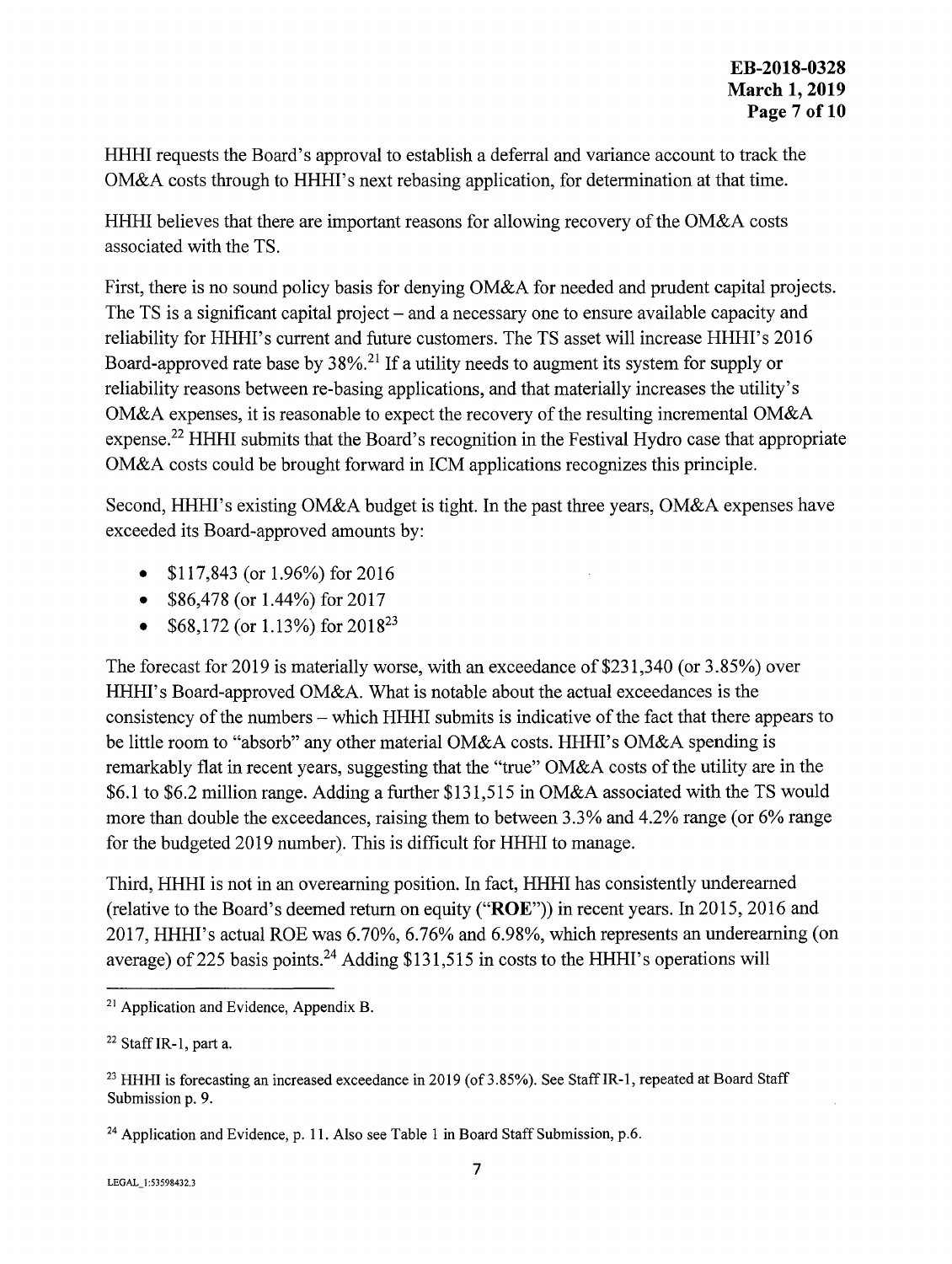HHHI requests the Board's approval to establish a deferral and variance account to track the OM&A costs through to HHHI's next rebasing application, for determination at that time.

HHHI believes that there are important reasons for allowing recovery of the OM&A costs associated with the TS.

First, there is no sound policy basis for denying OM&A for needed and prudent capital projects. The TS is a significant capital project – and a necessary one to ensure available capacity and reliability for HHHI's current and future customers. The TS asset will increase HHHI's 2016 Board-approved rate base by 38%.[21] If a utility needs to augment its system for supply or reliability reasons between re-basing applications, and that materially increases the utility's OM&A expenses, it is reasonable to expect the recovery of the resulting incremental OM&A expense.[22] HHHI submits that the Board's recognition in the Festival Hydro case that appropriate OM&A costs could be brought forward in ICM applications recognizes this principle.

Second, HHHI's existing OM&A budget is tight. In the past three years, OM&A expenses have exceeded its Board-approved amounts by:

- $117,843 (or 1.96%) for 2016
- $86,478 (or 1.44%) for 2017
- $68,172 (or 1.13%) for 2018[23]

The forecast for 2019 is materially worse, with an exceedance of $231,340 (or 3.85%) over HHHI's Board-approved OM&A. What is notable about the actual exceedances is the consistency of the numbers – which HHHI submits is indicative of the fact that there appears to be little room to "absorb" any other material OM&A costs. HHHI's OM&A spending is remarkably flat in recent years, suggesting that the "true" OM&A costs of the utility are in the $6.1 to $6.2 million range. Adding a further $131,515 in OM&A associated with the TS would more than double the exceedances, raising them to between 3.3% and 4.2% range (or 6% range for the budgeted 2019 number). This is difficult for HHHI to manage.

Third, HHHI is not in an overearning position. In fact, HHHI has consistently underearned (relative to the Board's deemed return on equity ("**ROE**")) in recent years. In 2015, 2016 and 2017, HHHI's actual ROE was 6.70%, 6.76% and 6.98%, which represents an underearning (on average) of 225 basis points.[24] Adding $131,515 in costs to the HHHI's operations will

---

[21] Application and Evidence, Appendix B.

[22] Staff IR-1, part a.

[23] HHHI is forecasting an increased exceedance in 2019 (of 3.85%). See Staff IR-1, repeated at Board Staff Submission p. 9.

[24] Application and Evidence, p. 11. Also see Table 1 in Board Staff Submission, p.6.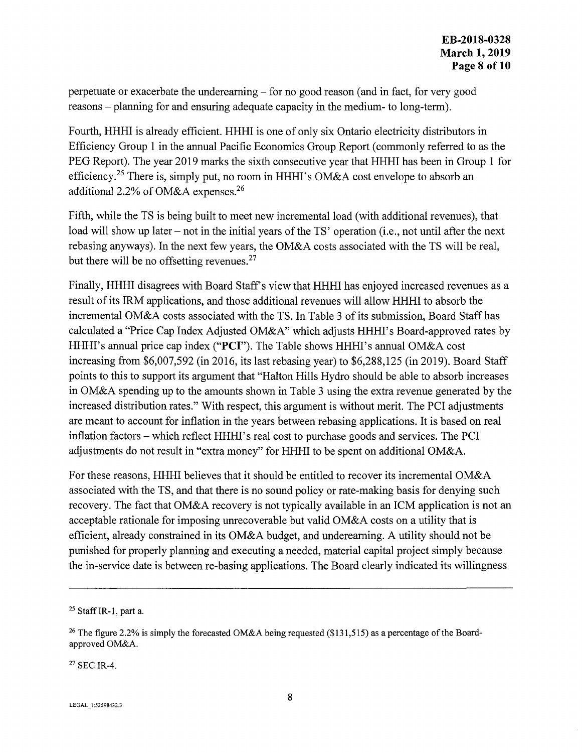perpetuate or exacerbate the underearning – for no good reason (and in fact, for very good reasons – planning for and ensuring adequate capacity in the medium- to long-term).

Fourth, HHHI is already efficient. HHHI is one of only six Ontario electricity distributors in Efficiency Group 1 in the annual Pacific Economics Group Report (commonly referred to as the PEG Report). The year 2019 marks the sixth consecutive year that HHHI has been in Group 1 for efficiency.[25] There is, simply put, no room in HHHI's OM&A cost envelope to absorb an additional 2.2% of OM&A expenses.[26]

Fifth, while the TS is being built to meet new incremental load (with additional revenues), that load will show up later – not in the initial years of the TS' operation (i.e., not until after the next rebasing anyways). In the next few years, the OM&A costs associated with the TS will be real, but there will be no offsetting revenues.[27]

Finally, HHHI disagrees with Board Staff's view that HHHI has enjoyed increased revenues as a result of its IRM applications, and those additional revenues will allow HHHI to absorb the incremental OM&A costs associated with the TS. In Table 3 of its submission, Board Staff has calculated a "Price Cap Index Adjusted OM&A" which adjusts HHHI's Board-approved rates by HHHI's annual price cap index (**"PCI"**). The Table shows HHHI's annual OM&A cost increasing from $6,007,592 (in 2016, its last rebasing year) to $6,288,125 (in 2019). Board Staff points to this to support its argument that "Halton Hills Hydro should be able to absorb increases in OM&A spending up to the amounts shown in Table 3 using the extra revenue generated by the increased distribution rates." With respect, this argument is without merit. The PCI adjustments are meant to account for inflation in the years between rebasing applications. It is based on real inflation factors – which reflect HHHI's real cost to purchase goods and services. The PCI adjustments do not result in "extra money" for HHHI to be spent on additional OM&A.

For these reasons, HHHI believes that it should be entitled to recover its incremental OM&A associated with the TS, and that there is no sound policy or rate-making basis for denying such recovery. The fact that OM&A recovery is not typically available in an ICM application is not an acceptable rationale for imposing unrecoverable but valid OM&A costs on a utility that is efficient, already constrained in its OM&A budget, and underearning. A utility should not be punished for properly planning and executing a needed, material capital project simply because the in-service date is between re-basing applications. The Board clearly indicated its willingness

---

[25] Staff IR-1, part a.

[26] The figure 2.2% is simply the forecasted OM&A being requested ($131,515) as a percentage of the Board-approved OM&A.

[27] SEC IR-4.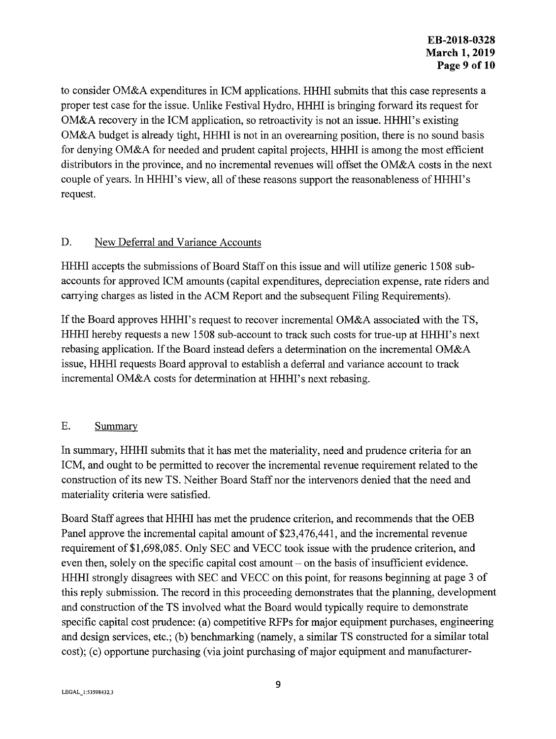to consider OM&A expenditures in ICM applications. HHHI submits that this case represents a proper test case for the issue. Unlike Festival Hydro, HHHI is bringing forward its request for OM&A recovery in the ICM application, so retroactivity is not an issue. HHHI's existing OM&A budget is already tight, HHHI is not in an overearning position, there is no sound basis for denying OM&A for needed and prudent capital projects, HHHI is among the most efficient distributors in the province, and no incremental revenues will offset the OM&A costs in the next couple of years. In HHHI's view, all of these reasons support the reasonableness of HHHI's request.

## D. New Deferral and Variance Accounts

HHHI accepts the submissions of Board Staff on this issue and will utilize generic 1508 sub-accounts for approved ICM amounts (capital expenditures, depreciation expense, rate riders and carrying charges as listed in the ACM Report and the subsequent Filing Requirements).

If the Board approves HHHI's request to recover incremental OM&A associated with the TS, HHHI hereby requests a new 1508 sub-account to track such costs for true-up at HHHI's next rebasing application. If the Board instead defers a determination on the incremental OM&A issue, HHHI requests Board approval to establish a deferral and variance account to track incremental OM&A costs for determination at HHHI's next rebasing.

## E. Summary

In summary, HHHI submits that it has met the materiality, need and prudence criteria for an ICM, and ought to be permitted to recover the incremental revenue requirement related to the construction of its new TS. Neither Board Staff nor the intervenors denied that the need and materiality criteria were satisfied.

Board Staff agrees that HHHI has met the prudence criterion, and recommends that the OEB Panel approve the incremental capital amount of $23,476,441, and the incremental revenue requirement of $1,698,085. Only SEC and VECC took issue with the prudence criterion, and even then, solely on the specific capital cost amount – on the basis of insufficient evidence. HHHI strongly disagrees with SEC and VECC on this point, for reasons beginning at page 3 of this reply submission. The record in this proceeding demonstrates that the planning, development and construction of the TS involved what the Board would typically require to demonstrate specific capital cost prudence: (a) competitive RFPs for major equipment purchases, engineering and design services, etc.; (b) benchmarking (namely, a similar TS constructed for a similar total cost); (c) opportune purchasing (via joint purchasing of major equipment and manufacturer-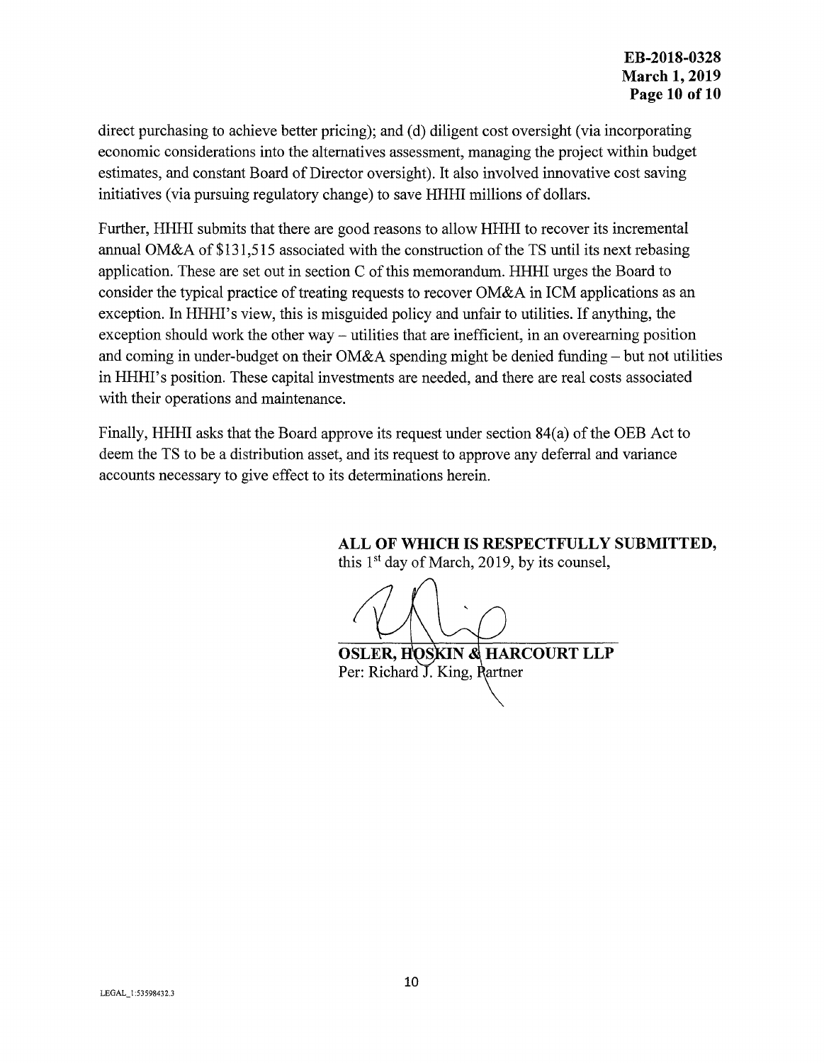direct purchasing to achieve better pricing); and (d) diligent cost oversight (via incorporating economic considerations into the alternatives assessment, managing the project within budget estimates, and constant Board of Director oversight). It also involved innovative cost saving initiatives (via pursuing regulatory change) to save HHHI millions of dollars.

Further, HHHI submits that there are good reasons to allow HHHI to recover its incremental annual OM&A of $131,515 associated with the construction of the TS until its next rebasing application. These are set out in section C of this memorandum. HHHI urges the Board to consider the typical practice of treating requests to recover OM&A in ICM applications as an exception. In HHHI's view, this is misguided policy and unfair to utilities. If anything, the exception should work the other way – utilities that are inefficient, in an overearning position and coming in under-budget on their OM&A spending might be denied funding – but not utilities in HHHI's position. These capital investments are needed, and there are real costs associated with their operations and maintenance.

Finally, HHHI asks that the Board approve its request under section 84(a) of the OEB Act to deem the TS to be a distribution asset, and its request to approve any deferral and variance accounts necessary to give effect to its determinations herein.

**ALL OF WHICH IS RESPECTFULLY SUBMITTED,**
this 1st day of March, 2019, by its counsel,

**OSLER, HOSKIN & HARCOURT LLP**
Per: Richard J. King, Partner

LEGAL_1:53598432.3